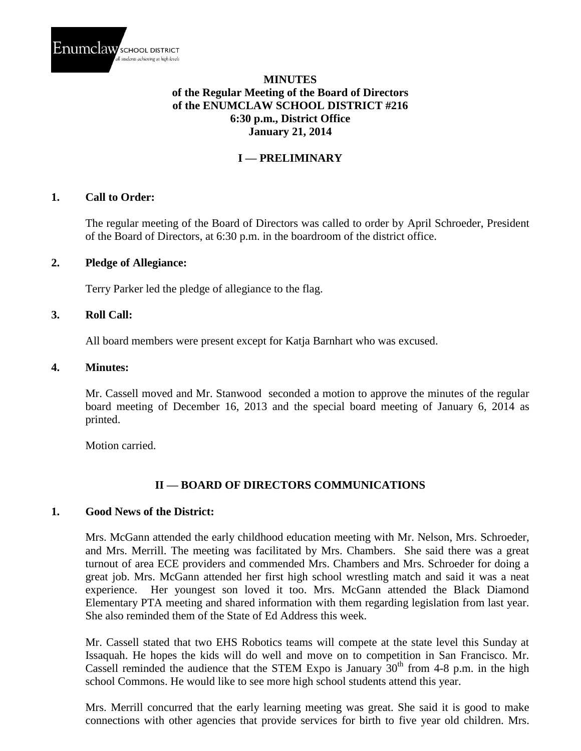Enumclaw SCHOOL DISTRICT
*all students achieving at high levels*

**MINUTES**
**of the Regular Meeting of the Board of Directors**
**of the ENUMCLAW SCHOOL DISTRICT #216**
**6:30 p.m., District Office**
**January 21, 2014**

## I — PRELIMINARY

### 1. Call to Order:

The regular meeting of the Board of Directors was called to order by April Schroeder, President of the Board of Directors, at 6:30 p.m. in the boardroom of the district office.

### 2. Pledge of Allegiance:

Terry Parker led the pledge of allegiance to the flag.

### 3. Roll Call:

All board members were present except for Katja Barnhart who was excused.

### 4. Minutes:

Mr. Cassell moved and Mr. Stanwood seconded a motion to approve the minutes of the regular board meeting of December 16, 2013 and the special board meeting of January 6, 2014 as printed.

Motion carried.

## II — BOARD OF DIRECTORS COMMUNICATIONS

### 1. Good News of the District:

Mrs. McGann attended the early childhood education meeting with Mr. Nelson, Mrs. Schroeder, and Mrs. Merrill. The meeting was facilitated by Mrs. Chambers. She said there was a great turnout of area ECE providers and commended Mrs. Chambers and Mrs. Schroeder for doing a great job. Mrs. McGann attended her first high school wrestling match and said it was a neat experience. Her youngest son loved it too. Mrs. McGann attended the Black Diamond Elementary PTA meeting and shared information with them regarding legislation from last year. She also reminded them of the State of Ed Address this week.

Mr. Cassell stated that two EHS Robotics teams will compete at the state level this Sunday at Issaquah. He hopes the kids will do well and move on to competition in San Francisco. Mr. Cassell reminded the audience that the STEM Expo is January 30th from 4-8 p.m. in the high school Commons. He would like to see more high school students attend this year.

Mrs. Merrill concurred that the early learning meeting was great. She said it is good to make connections with other agencies that provide services for birth to five year old children. Mrs.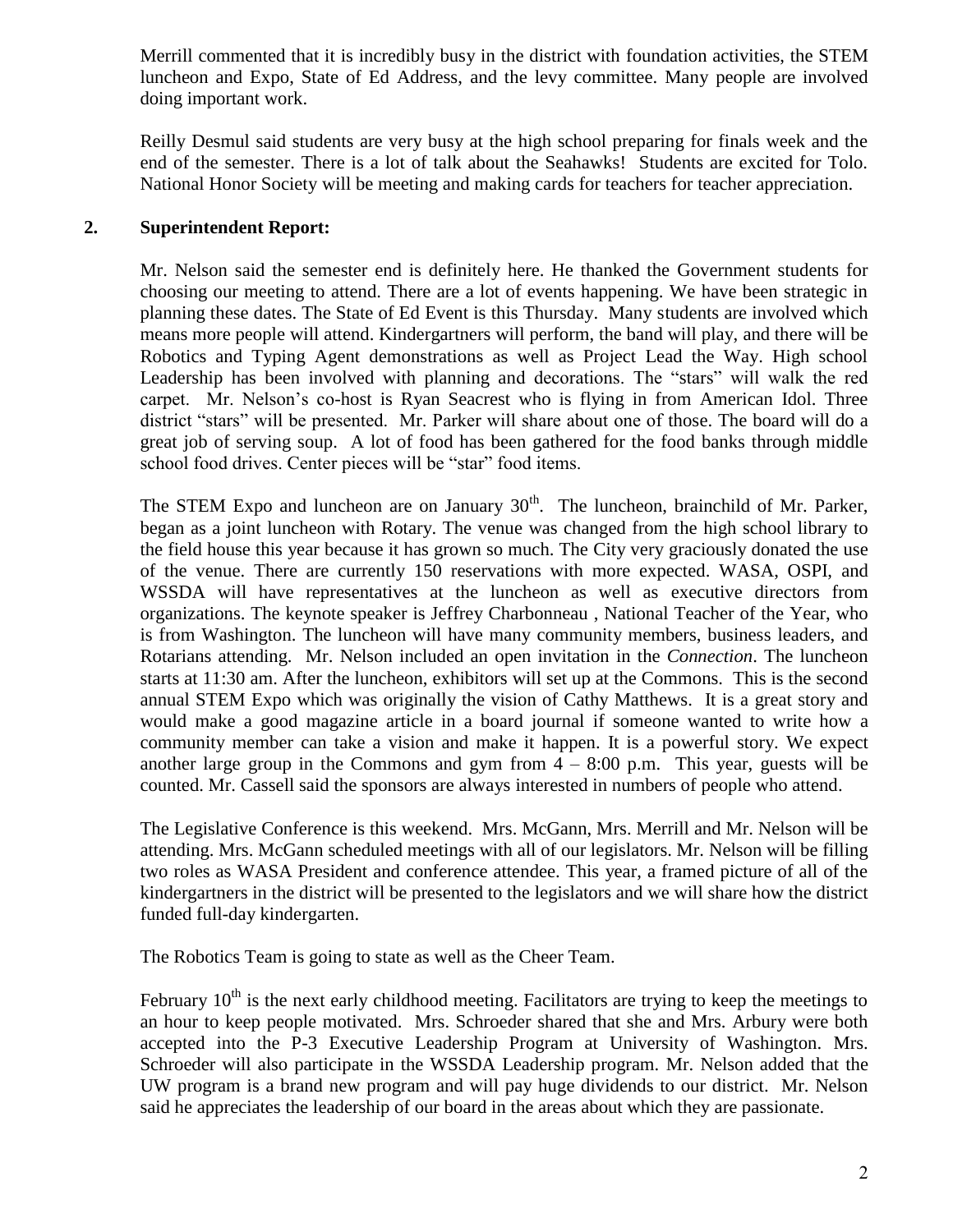Merrill commented that it is incredibly busy in the district with foundation activities, the STEM luncheon and Expo, State of Ed Address, and the levy committee. Many people are involved doing important work.

Reilly Desmul said students are very busy at the high school preparing for finals week and the end of the semester. There is a lot of talk about the Seahawks! Students are excited for Tolo. National Honor Society will be meeting and making cards for teachers for teacher appreciation.

**2. Superintendent Report:**

Mr. Nelson said the semester end is definitely here. He thanked the Government students for choosing our meeting to attend. There are a lot of events happening. We have been strategic in planning these dates. The State of Ed Event is this Thursday. Many students are involved which means more people will attend. Kindergartners will perform, the band will play, and there will be Robotics and Typing Agent demonstrations as well as Project Lead the Way. High school Leadership has been involved with planning and decorations. The "stars" will walk the red carpet. Mr. Nelson's co-host is Ryan Seacrest who is flying in from American Idol. Three district "stars" will be presented. Mr. Parker will share about one of those. The board will do a great job of serving soup. A lot of food has been gathered for the food banks through middle school food drives. Center pieces will be "star" food items.

The STEM Expo and luncheon are on January 30th. The luncheon, brainchild of Mr. Parker, began as a joint luncheon with Rotary. The venue was changed from the high school library to the field house this year because it has grown so much. The City very graciously donated the use of the venue. There are currently 150 reservations with more expected. WASA, OSPI, and WSSDA will have representatives at the luncheon as well as executive directors from organizations. The keynote speaker is Jeffrey Charbonneau , National Teacher of the Year, who is from Washington. The luncheon will have many community members, business leaders, and Rotarians attending. Mr. Nelson included an open invitation in the *Connection*. The luncheon starts at 11:30 am. After the luncheon, exhibitors will set up at the Commons. This is the second annual STEM Expo which was originally the vision of Cathy Matthews. It is a great story and would make a good magazine article in a board journal if someone wanted to write how a community member can take a vision and make it happen. It is a powerful story. We expect another large group in the Commons and gym from 4 – 8:00 p.m. This year, guests will be counted. Mr. Cassell said the sponsors are always interested in numbers of people who attend.

The Legislative Conference is this weekend. Mrs. McGann, Mrs. Merrill and Mr. Nelson will be attending. Mrs. McGann scheduled meetings with all of our legislators. Mr. Nelson will be filling two roles as WASA President and conference attendee. This year, a framed picture of all of the kindergartners in the district will be presented to the legislators and we will share how the district funded full-day kindergarten.

The Robotics Team is going to state as well as the Cheer Team.

February 10th is the next early childhood meeting. Facilitators are trying to keep the meetings to an hour to keep people motivated. Mrs. Schroeder shared that she and Mrs. Arbury were both accepted into the P-3 Executive Leadership Program at University of Washington. Mrs. Schroeder will also participate in the WSSDA Leadership program. Mr. Nelson added that the UW program is a brand new program and will pay huge dividends to our district. Mr. Nelson said he appreciates the leadership of our board in the areas about which they are passionate.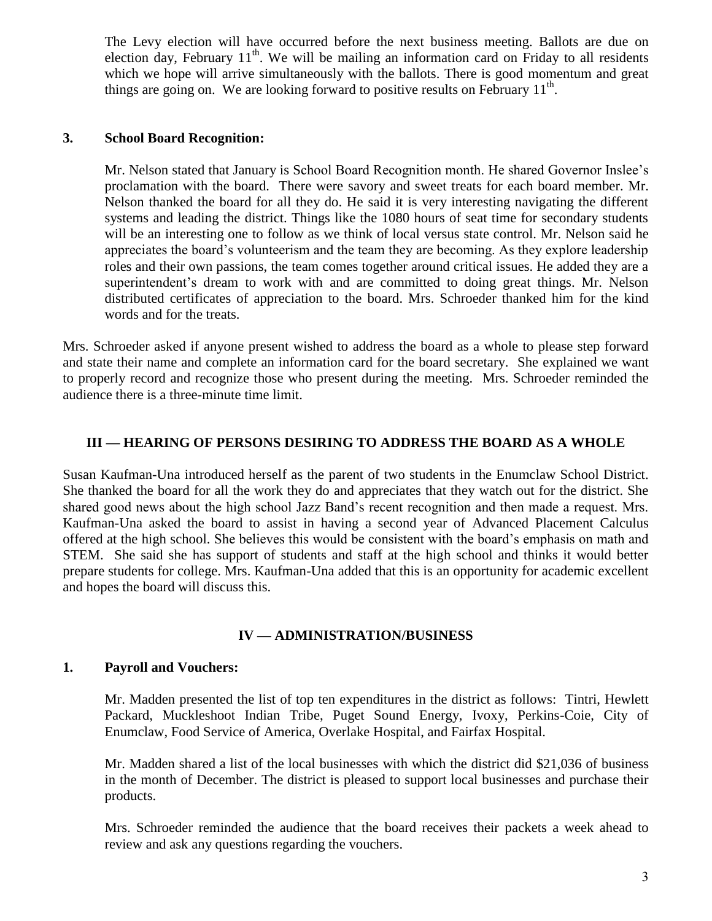The Levy election will have occurred before the next business meeting. Ballots are due on election day, February 11th. We will be mailing an information card on Friday to all residents which we hope will arrive simultaneously with the ballots. There is good momentum and great things are going on. We are looking forward to positive results on February 11th.

### 3. School Board Recognition:

Mr. Nelson stated that January is School Board Recognition month. He shared Governor Inslee's proclamation with the board. There were savory and sweet treats for each board member. Mr. Nelson thanked the board for all they do. He said it is very interesting navigating the different systems and leading the district. Things like the 1080 hours of seat time for secondary students will be an interesting one to follow as we think of local versus state control. Mr. Nelson said he appreciates the board's volunteerism and the team they are becoming. As they explore leadership roles and their own passions, the team comes together around critical issues. He added they are a superintendent's dream to work with and are committed to doing great things. Mr. Nelson distributed certificates of appreciation to the board. Mrs. Schroeder thanked him for the kind words and for the treats.

Mrs. Schroeder asked if anyone present wished to address the board as a whole to please step forward and state their name and complete an information card for the board secretary. She explained we want to properly record and recognize those who present during the meeting. Mrs. Schroeder reminded the audience there is a three-minute time limit.

## III — HEARING OF PERSONS DESIRING TO ADDRESS THE BOARD AS A WHOLE

Susan Kaufman-Una introduced herself as the parent of two students in the Enumclaw School District. She thanked the board for all the work they do and appreciates that they watch out for the district. She shared good news about the high school Jazz Band's recent recognition and then made a request. Mrs. Kaufman-Una asked the board to assist in having a second year of Advanced Placement Calculus offered at the high school. She believes this would be consistent with the board's emphasis on math and STEM. She said she has support of students and staff at the high school and thinks it would better prepare students for college. Mrs. Kaufman-Una added that this is an opportunity for academic excellent and hopes the board will discuss this.

## IV — ADMINISTRATION/BUSINESS

### 1. Payroll and Vouchers:

Mr. Madden presented the list of top ten expenditures in the district as follows: Tintri, Hewlett Packard, Muckleshoot Indian Tribe, Puget Sound Energy, Ivoxy, Perkins-Coie, City of Enumclaw, Food Service of America, Overlake Hospital, and Fairfax Hospital.

Mr. Madden shared a list of the local businesses with which the district did $21,036 of business in the month of December. The district is pleased to support local businesses and purchase their products.

Mrs. Schroeder reminded the audience that the board receives their packets a week ahead to review and ask any questions regarding the vouchers.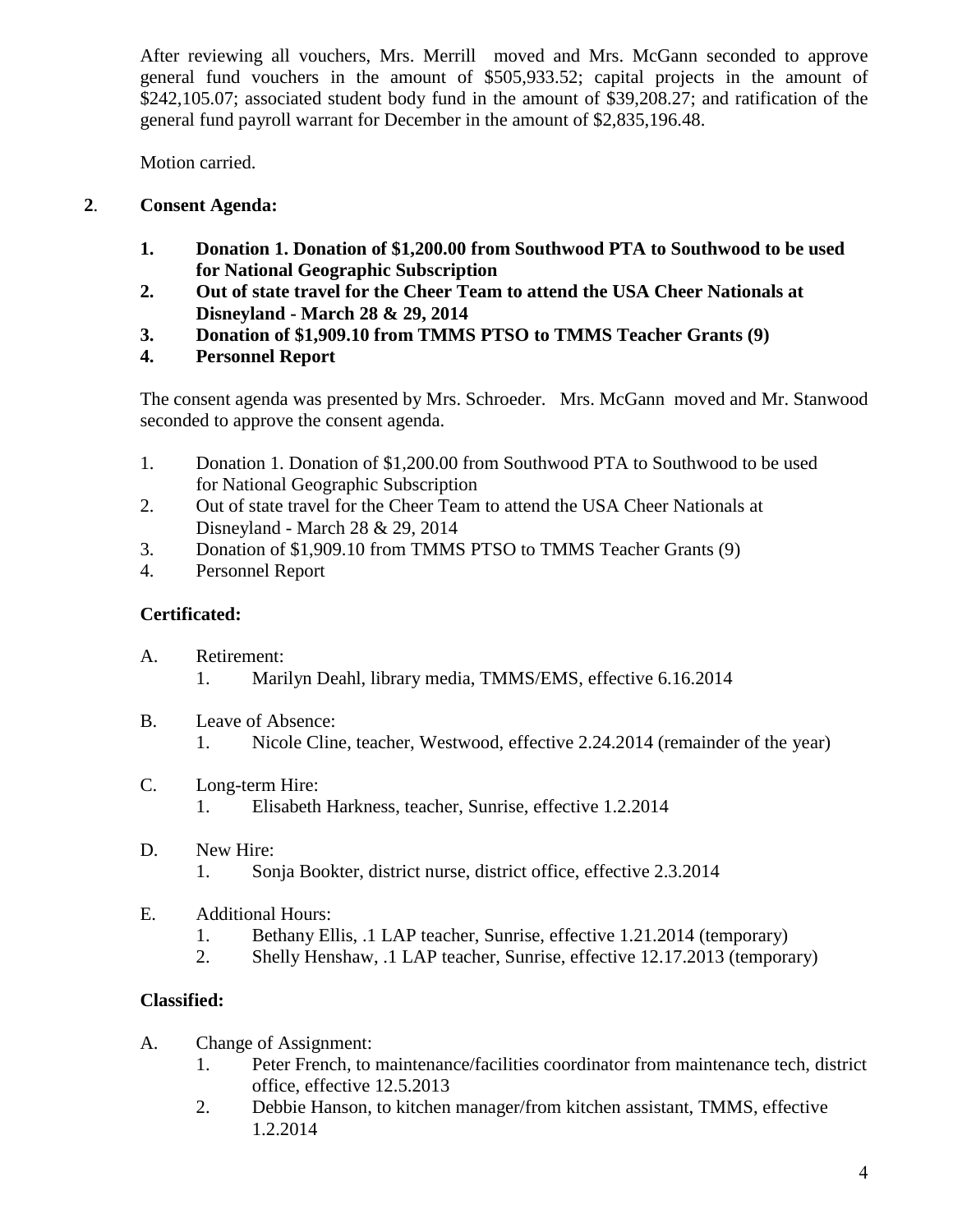After reviewing all vouchers, Mrs. Merrill moved and Mrs. McGann seconded to approve general fund vouchers in the amount of $505,933.52; capital projects in the amount of $242,105.07; associated student body fund in the amount of $39,208.27; and ratification of the general fund payroll warrant for December in the amount of $2,835,196.48.

Motion carried.

**2. Consent Agenda:**

1. **Donation 1. Donation of $1,200.00 from Southwood PTA to Southwood to be used for National Geographic Subscription**
2. **Out of state travel for the Cheer Team to attend the USA Cheer Nationals at Disneyland - March 28 & 29, 2014**
3. **Donation of $1,909.10 from TMMS PTSO to TMMS Teacher Grants (9)**
4. **Personnel Report**

The consent agenda was presented by Mrs. Schroeder. Mrs. McGann moved and Mr. Stanwood seconded to approve the consent agenda.

1. Donation 1. Donation of $1,200.00 from Southwood PTA to Southwood to be used for National Geographic Subscription
2. Out of state travel for the Cheer Team to attend the USA Cheer Nationals at Disneyland - March 28 & 29, 2014
3. Donation of $1,909.10 from TMMS PTSO to TMMS Teacher Grants (9)
4. Personnel Report

**Certificated:**

A. Retirement:
   1. Marilyn Deahl, library media, TMMS/EMS, effective 6.16.2014

B. Leave of Absence:
   1. Nicole Cline, teacher, Westwood, effective 2.24.2014 (remainder of the year)

C. Long-term Hire:
   1. Elisabeth Harkness, teacher, Sunrise, effective 1.2.2014

D. New Hire:
   1. Sonja Bookter, district nurse, district office, effective 2.3.2014

E. Additional Hours:
   1. Bethany Ellis, .1 LAP teacher, Sunrise, effective 1.21.2014 (temporary)
   2. Shelly Henshaw, .1 LAP teacher, Sunrise, effective 12.17.2013 (temporary)

**Classified:**

A. Change of Assignment:
   1. Peter French, to maintenance/facilities coordinator from maintenance tech, district office, effective 12.5.2013
   2. Debbie Hanson, to kitchen manager/from kitchen assistant, TMMS, effective 1.2.2014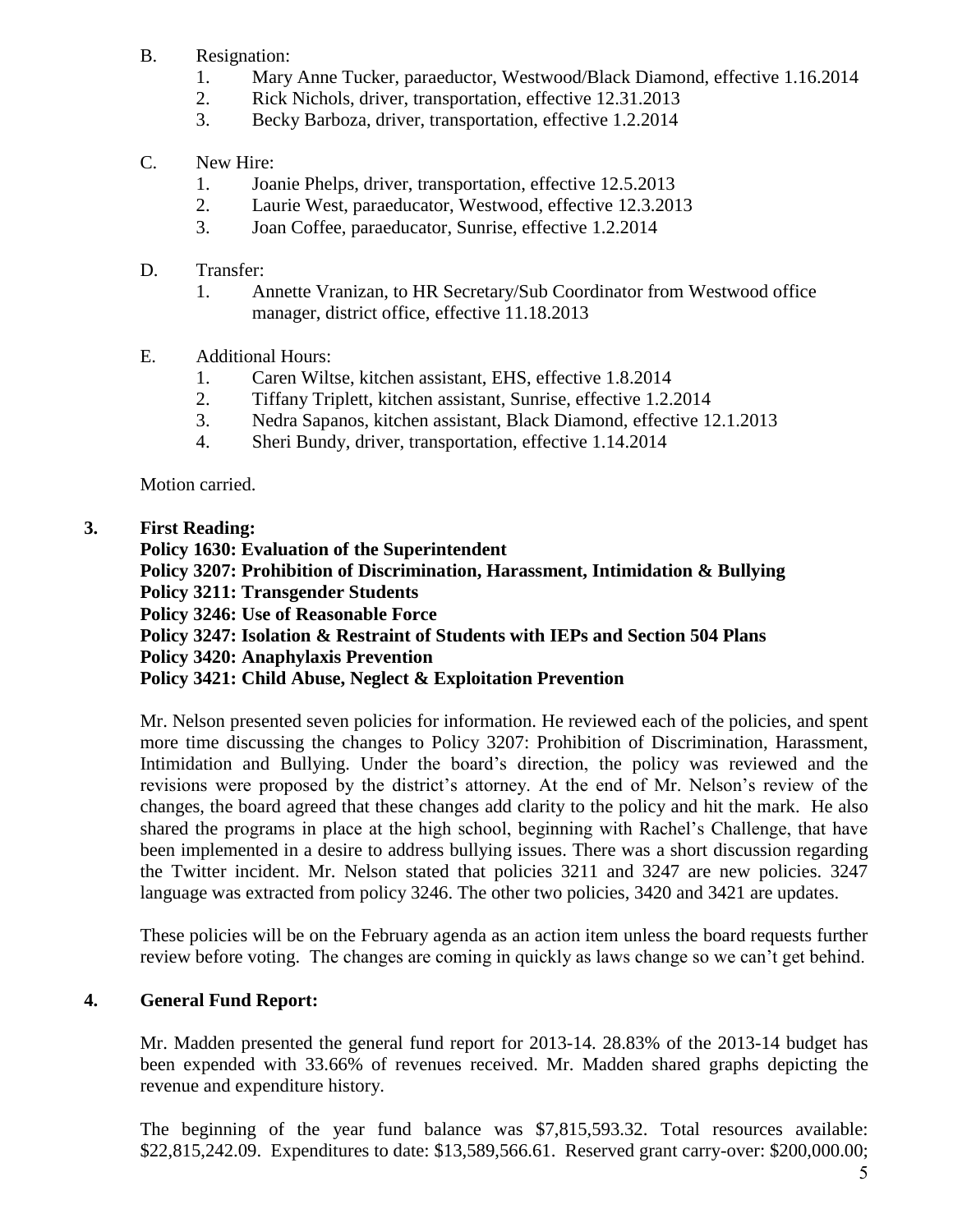B. Resignation:

1. Mary Anne Tucker, paraeductor, Westwood/Black Diamond, effective 1.16.2014
2. Rick Nichols, driver, transportation, effective 12.31.2013
3. Becky Barboza, driver, transportation, effective 1.2.2014

C. New Hire:

1. Joanie Phelps, driver, transportation, effective 12.5.2013
2. Laurie West, paraeducator, Westwood, effective 12.3.2013
3. Joan Coffee, paraeducator, Sunrise, effective 1.2.2014

D. Transfer:

1. Annette Vranizan, to HR Secretary/Sub Coordinator from Westwood office manager, district office, effective 11.18.2013

E. Additional Hours:

1. Caren Wiltse, kitchen assistant, EHS, effective 1.8.2014
2. Tiffany Triplett, kitchen assistant, Sunrise, effective 1.2.2014
3. Nedra Sapanos, kitchen assistant, Black Diamond, effective 12.1.2013
4. Sheri Bundy, driver, transportation, effective 1.14.2014

Motion carried.

**3. First Reading:**
**Policy 1630: Evaluation of the Superintendent**
**Policy 3207: Prohibition of Discrimination, Harassment, Intimidation & Bullying**
**Policy 3211: Transgender Students**
**Policy 3246: Use of Reasonable Force**
**Policy 3247: Isolation & Restraint of Students with IEPs and Section 504 Plans**
**Policy 3420: Anaphylaxis Prevention**
**Policy 3421: Child Abuse, Neglect & Exploitation Prevention**

Mr. Nelson presented seven policies for information. He reviewed each of the policies, and spent more time discussing the changes to Policy 3207: Prohibition of Discrimination, Harassment, Intimidation and Bullying. Under the board's direction, the policy was reviewed and the revisions were proposed by the district's attorney. At the end of Mr. Nelson's review of the changes, the board agreed that these changes add clarity to the policy and hit the mark. He also shared the programs in place at the high school, beginning with Rachel's Challenge, that have been implemented in a desire to address bullying issues. There was a short discussion regarding the Twitter incident. Mr. Nelson stated that policies 3211 and 3247 are new policies. 3247 language was extracted from policy 3246. The other two policies, 3420 and 3421 are updates.

These policies will be on the February agenda as an action item unless the board requests further review before voting. The changes are coming in quickly as laws change so we can't get behind.

**4. General Fund Report:**

Mr. Madden presented the general fund report for 2013-14. 28.83% of the 2013-14 budget has been expended with 33.66% of revenues received. Mr. Madden shared graphs depicting the revenue and expenditure history.

The beginning of the year fund balance was $7,815,593.32. Total resources available: $22,815,242.09. Expenditures to date: $13,589,566.61. Reserved grant carry-over: $200,000.00;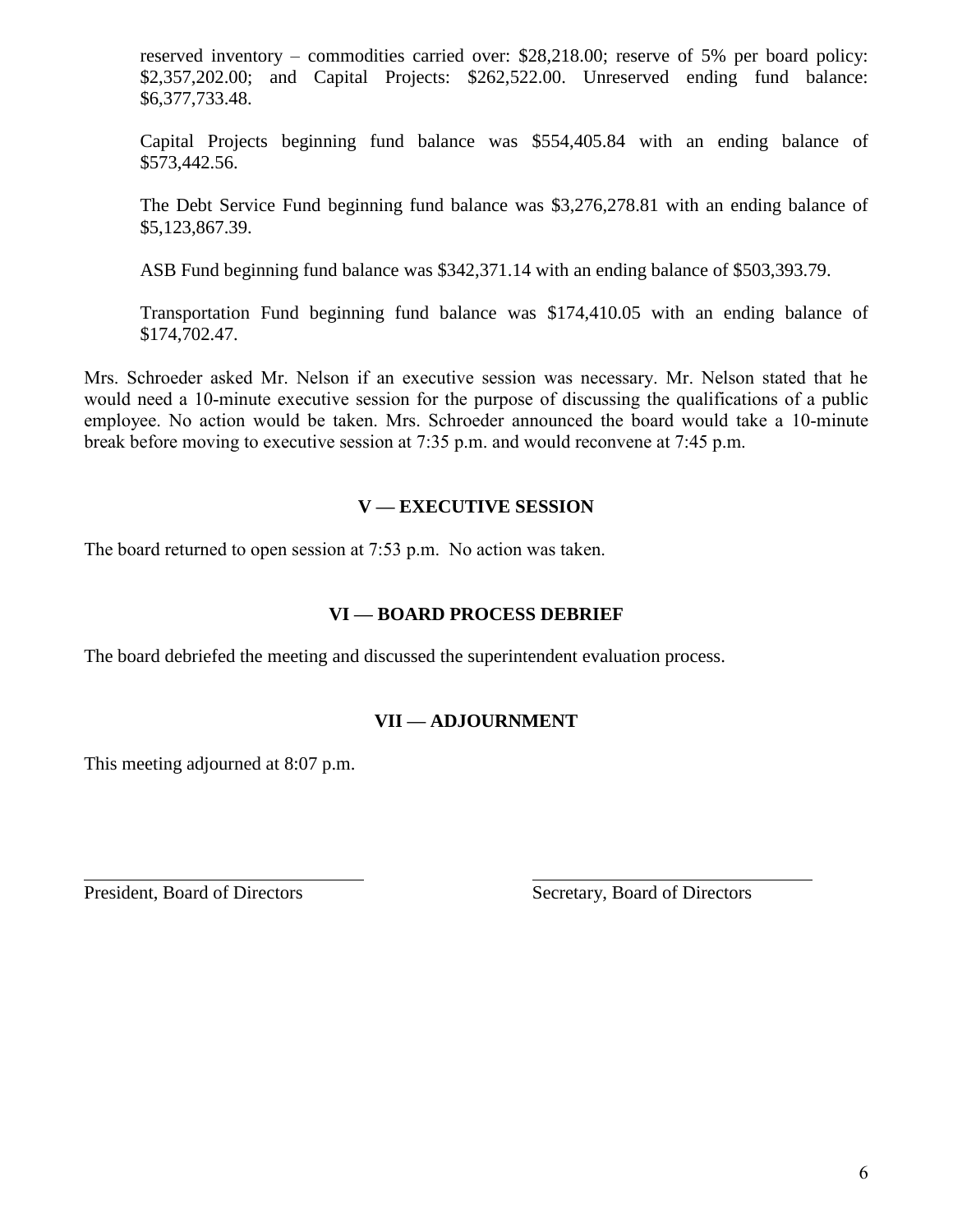reserved inventory – commodities carried over: $28,218.00; reserve of 5% per board policy: $2,357,202.00; and Capital Projects: $262,522.00. Unreserved ending fund balance: $6,377,733.48.

Capital Projects beginning fund balance was $554,405.84 with an ending balance of $573,442.56.

The Debt Service Fund beginning fund balance was $3,276,278.81 with an ending balance of $5,123,867.39.

ASB Fund beginning fund balance was $342,371.14 with an ending balance of $503,393.79.

Transportation Fund beginning fund balance was $174,410.05 with an ending balance of $174,702.47.

Mrs. Schroeder asked Mr. Nelson if an executive session was necessary. Mr. Nelson stated that he would need a 10-minute executive session for the purpose of discussing the qualifications of a public employee. No action would be taken. Mrs. Schroeder announced the board would take a 10-minute break before moving to executive session at 7:35 p.m. and would reconvene at 7:45 p.m.

## V — EXECUTIVE SESSION

The board returned to open session at 7:53 p.m. No action was taken.

## VI — BOARD PROCESS DEBRIEF

The board debriefed the meeting and discussed the superintendent evaluation process.

## VII — ADJOURNMENT

This meeting adjourned at 8:07 p.m.

President, Board of Directors

Secretary, Board of Directors